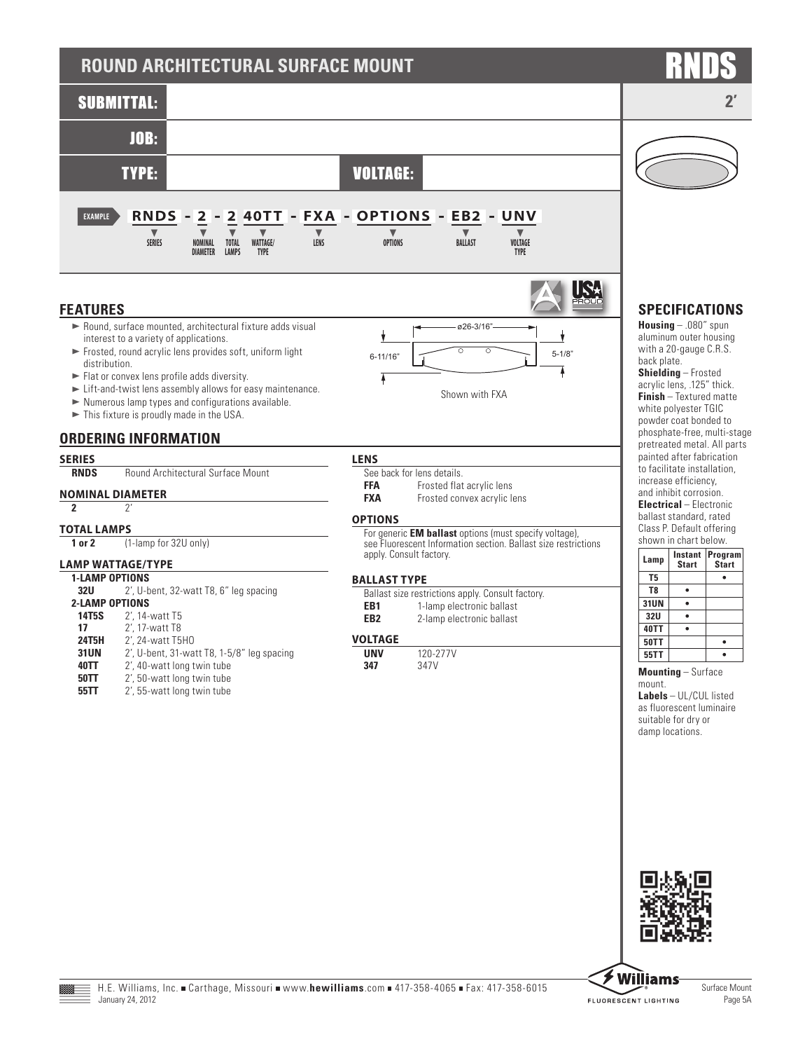# ROUND ARCHITECTURAL SURFACE MOUNT

# RNDS

**2'**

**SUBMITTAL:**

**JOB:**

**TYPE:** **VOLTAGE:**

**EXAMPLE** RNDS - 2 - 2 40TT - FXA - OPTIONS - EB2 - UNV

SERIES | NOMINAL DIAMETER | TOTAL LAMPS | WATTAGE/ TYPE | LENS | OPTIONS | BALLAST | VOLTAGE TYPE

## FEATURES

- Round, surface mounted, architectural fixture adds visual interest to a variety of applications.
- Frosted, round acrylic lens provides soft, uniform light distribution.
- Flat or convex lens profile adds diversity.
- Lift-and-twist lens assembly allows for easy maintenance.
- Numerous lamp types and configurations available.
- This fixture is proudly made in the USA.

ø26-3/16"

6-11/16"

5-1/8"

Shown with FXA

## ORDERING INFORMATION

### SERIES

**RNDS** Round Architectural Surface Mount

### NOMINAL DIAMETER

**2** 2'

### TOTAL LAMPS

**1 or 2** (1-lamp for 32U only)

### LAMP WATTAGE/TYPE

**1-LAMP OPTIONS**

**32U** 2', U-bent, 32-watt T8, 6" leg spacing

**2-LAMP OPTIONS**

**14T5S** 2', 14-watt T5
**17** 2', 17-watt T8
**24T5H** 2', 24-watt T5HO
**31UN** 2', U-bent, 31-watt T8, 1-5/8" leg spacing
**40TT** 2', 40-watt long twin tube
**50TT** 2', 50-watt long twin tube
**55TT** 2', 55-watt long twin tube

### LENS

See back for lens details.

**FFA** Frosted flat acrylic lens
**FXA** Frosted convex acrylic lens

### OPTIONS

For generic **EM ballast** options (must specify voltage), see Fluorescent Information section. Ballast size restrictions apply. Consult factory.

### BALLAST TYPE

Ballast size restrictions apply. Consult factory.

**EB1** 1-lamp electronic ballast
**EB2** 2-lamp electronic ballast

### VOLTAGE

**UNV** 120-277V
**347** 347V

## SPECIFICATIONS

**Housing** – .080" spun aluminum outer housing with a 20-gauge C.R.S. back plate.

**Shielding** – Frosted acrylic lens, .125" thick.

**Finish** – Textured matte white polyester TGIC powder coat bonded to phosphate-free, multi-stage pretreated metal. All parts painted after fabrication to facilitate installation, increase efficiency, and inhibit corrosion.

**Electrical** – Electronic ballast standard, rated Class P. Default offering shown in chart below.

| Lamp | Instant Start | Program Start |
|---|---|---|
| T5 | | • |
| T8 | • | |
| 31UN | • | |
| 32U | • | |
| 40TT | • | |
| 50TT | | • |
| 55TT | | • |

**Mounting** – Surface mount.

**Labels** – UL/CUL listed as fluorescent luminaire suitable for dry or damp locations.

H.E. Williams, Inc. ■ Carthage, Missouri ■ www.**hewilliams**.com ■ 417-358-4065 ■ Fax: 417-358-6015
January 24, 2012

Surface Mount
Page 5A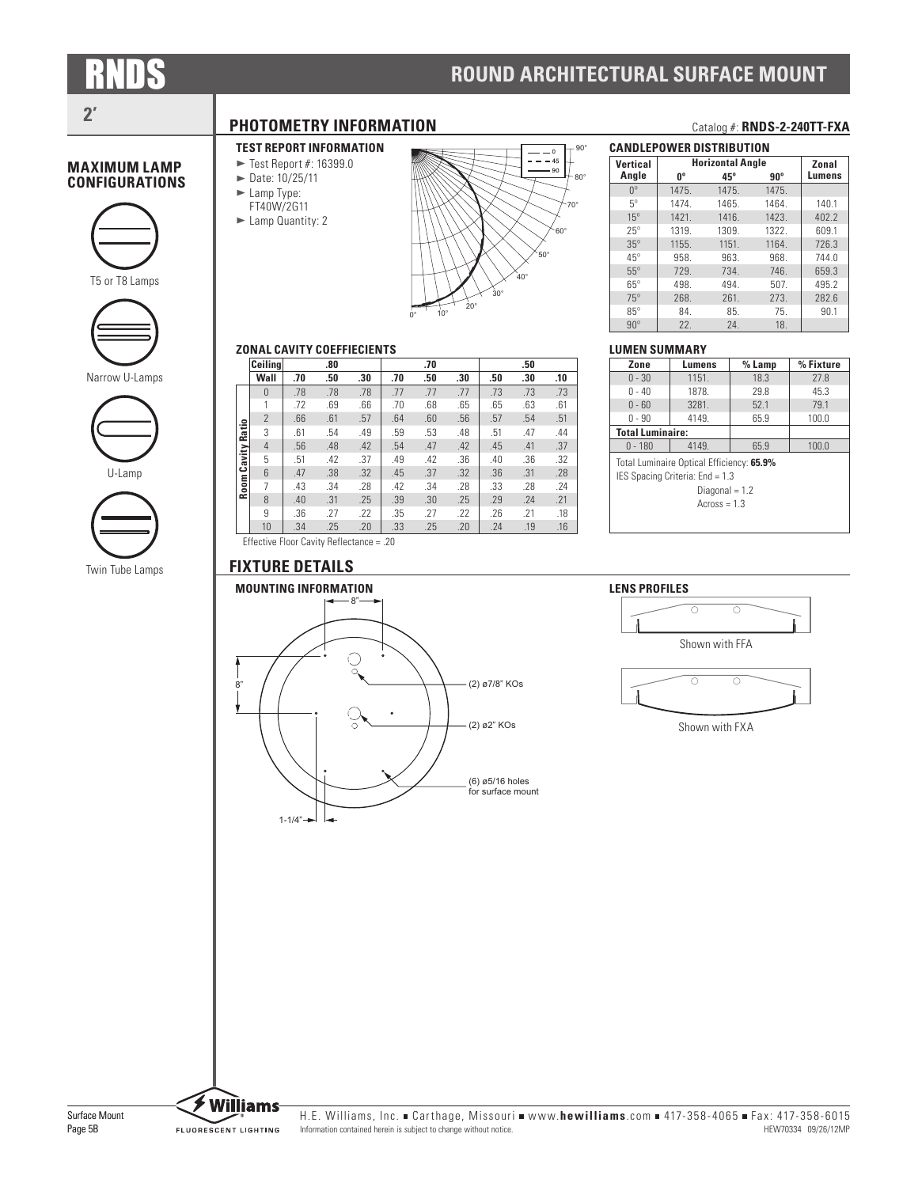# RNDS

## ROUND ARCHITECTURAL SURFACE MOUNT

**2'**

### MAXIMUM LAMP CONFIGURATIONS

T5 or T8 Lamps

Narrow U-Lamps

U-Lamp

Twin Tube Lamps

## PHOTOMETRY INFORMATION

Catalog #: **RNDS-2-240TT-FXA**

### TEST REPORT INFORMATION

- Test Report #: 16399.0
- Date: 10/25/11
- Lamp Type: FT40W/2G11
- Lamp Quantity: 2

0
45
90
90°
80°
70°
60°
50°
40°
30°
20°
10°
0°

### CANDLEPOWER DISTRIBUTION

| Vertical Angle | Horizontal Angle 0° | 45° | 90° | Zonal Lumens |
|---|---|---|---|---|
| 0° | 1475. | 1475. | 1475. | |
| 5° | 1474. | 1465. | 1464. | 140.1 |
| 15° | 1421. | 1416. | 1423. | 402.2 |
| 25° | 1319. | 1309. | 1322. | 609.1 |
| 35° | 1155. | 1151. | 1164. | 726.3 |
| 45° | 958. | 963. | 968. | 744.0 |
| 55° | 729. | 734. | 746. | 659.3 |
| 65° | 498. | 494. | 507. | 495.2 |
| 75° | 268. | 261. | 273. | 282.6 |
| 85° | 84. | 85. | 75. | 90.1 |
| 90° | 22. | 24. | 18. | |

### ZONAL CAVITY COEFFIECIENTS

| Ceiling | .80 | | | .70 | | | .50 | | |
|---|---|---|---|---|---|---|---|---|---|
| Wall | .70 | .50 | .30 | .70 | .50 | .30 | .50 | .30 | .10 |
| Room Cavity Ratio 0 | .78 | .78 | .78 | .77 | .77 | .77 | .73 | .73 | .73 |
| 1 | .72 | .69 | .66 | .70 | .68 | .65 | .65 | .63 | .61 |
| 2 | .66 | .61 | .57 | .64 | .60 | .56 | .57 | .54 | .51 |
| 3 | .61 | .54 | .49 | .59 | .53 | .48 | .51 | .47 | .44 |
| 4 | .56 | .48 | .42 | .54 | .47 | .42 | .45 | .41 | .37 |
| 5 | .51 | .42 | .37 | .49 | .42 | .36 | .40 | .36 | .32 |
| 6 | .47 | .38 | .32 | .45 | .37 | .32 | .36 | .31 | .28 |
| 7 | .43 | .34 | .28 | .42 | .34 | .28 | .33 | .28 | .24 |
| 8 | .40 | .31 | .25 | .39 | .30 | .25 | .29 | .24 | .21 |
| 9 | .36 | .27 | .22 | .35 | .27 | .22 | .26 | .21 | .18 |
| 10 | .34 | .25 | .20 | .33 | .25 | .20 | .24 | .19 | .16 |

Effective Floor Cavity Reflectance = .20

### LUMEN SUMMARY

| Zone | Lumens | % Lamp | % Fixture |
|---|---|---|---|
| 0 - 30 | 1151. | 18.3 | 27.8 |
| 0 - 40 | 1878. | 29.8 | 45.3 |
| 0 - 60 | 3281. | 52.1 | 79.1 |
| 0 - 90 | 4149. | 65.9 | 100.0 |
| **Total Luminaire:** | | | |
| 0 - 180 | 4149. | 65.9 | 100.0 |

Total Luminaire Optical Efficiency: **65.9%**

IES Spacing Criteria: End = 1.3
Diagonal = 1.2
Across = 1.3

## FIXTURE DETAILS

### MOUNTING INFORMATION

8"
8"
(2) ø7/8" KOs
(2) ø2" KOs
(6) ø5/16 holes for surface mount
1-1/4"

### LENS PROFILES

Shown with FFA

Shown with FXA

Surface Mount
Page 5B

H.E. Williams, Inc. ■ Carthage, Missouri ■ www.hewilliams.com ■ 417-358-4065 ■ Fax: 417-358-6015
Information contained herein is subject to change without notice. HEW70334 09/26/12MP